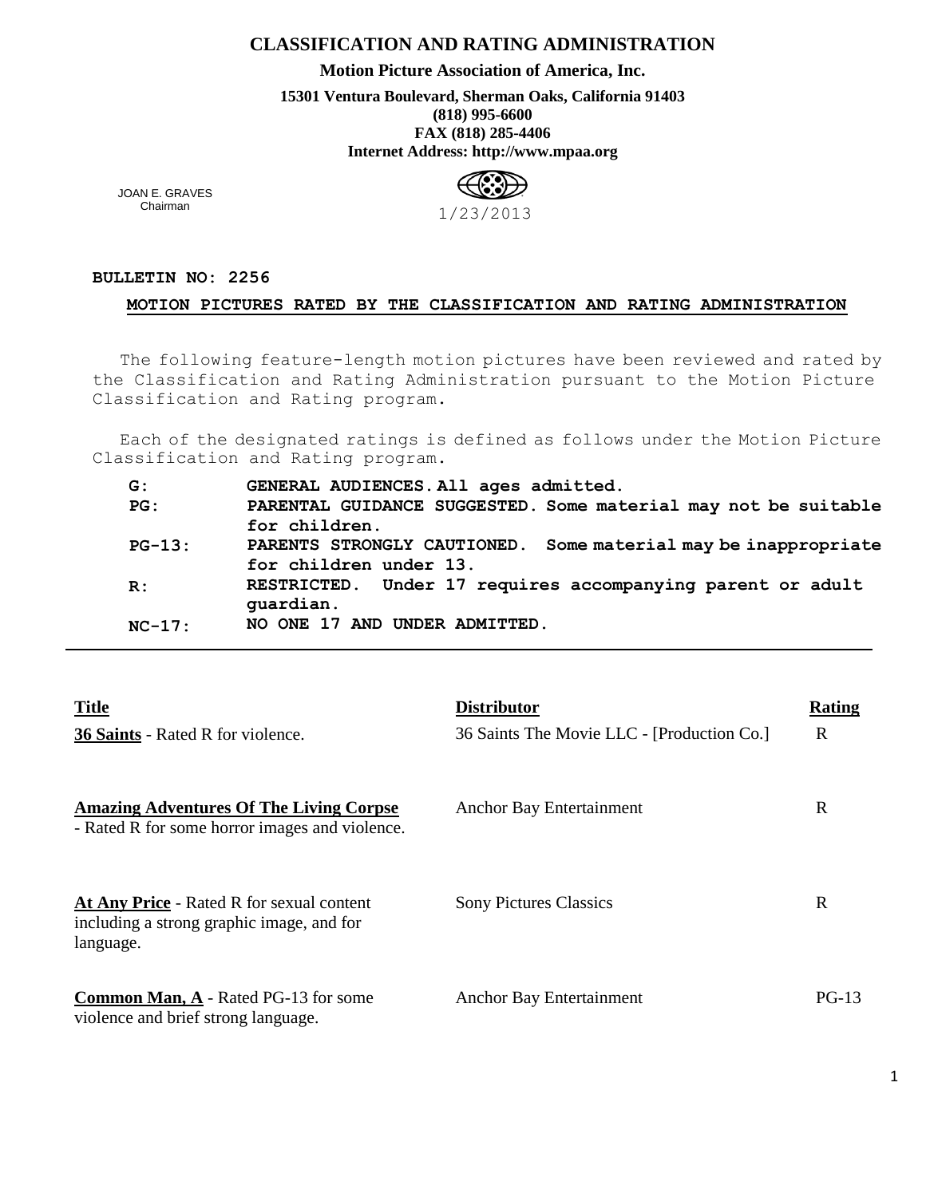# CLASSIFICATION AND RATING ADMINISTRATION

**Motion Picture Association of America, Inc.**

**15301 Ventura Boulevard, Sherman Oaks, California 91403**
**(818) 995-6600**
**FAX (818) 285-4406**
**Internet Address: http://www.mpaa.org**

JOAN E. GRAVES
Chairman

1/23/2013

**BULLETIN NO: 2256**

## MOTION PICTURES RATED BY THE CLASSIFICATION AND RATING ADMINISTRATION

The following feature-length motion pictures have been reviewed and rated by the Classification and Rating Administration pursuant to the Motion Picture Classification and Rating program.

Each of the designated ratings is defined as follows under the Motion Picture Classification and Rating program.

| | |
|---|---|
| **G:** | **GENERAL AUDIENCES. All ages admitted.** |
| **PG:** | **PARENTAL GUIDANCE SUGGESTED. Some material may not be suitable for children.** |
| **PG-13:** | **PARENTS STRONGLY CAUTIONED. Some material may be inappropriate for children under 13.** |
| **R:** | **RESTRICTED. Under 17 requires accompanying parent or adult guardian.** |
| **NC-17:** | **NO ONE 17 AND UNDER ADMITTED.** |

| Title | Distributor | Rating |
|---|---|---|
| **36 Saints** - Rated R for violence. | 36 Saints The Movie LLC - [Production Co.] | R |
| **Amazing Adventures Of The Living Corpse** - Rated R for some horror images and violence. | Anchor Bay Entertainment | R |
| **At Any Price** - Rated R for sexual content including a strong graphic image, and for language. | Sony Pictures Classics | R |
| **Common Man, A** - Rated PG-13 for some violence and brief strong language. | Anchor Bay Entertainment | PG-13 |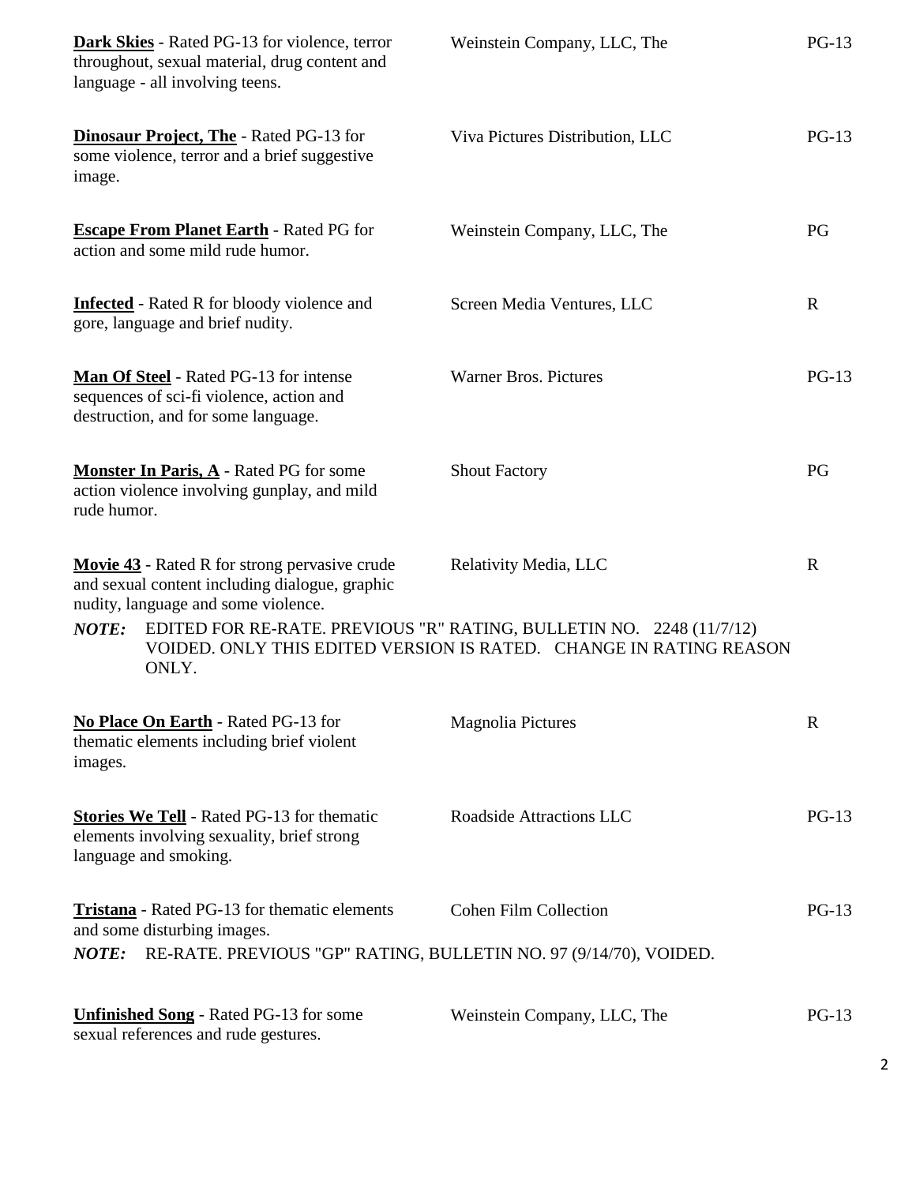| | | |
|---|---|---|
| **<u>Dark Skies</u>** - Rated PG-13 for violence, terror throughout, sexual material, drug content and language - all involving teens. | Weinstein Company, LLC, The | PG-13 |
| **<u>Dinosaur Project, The</u>** - Rated PG-13 for some violence, terror and a brief suggestive image. | Viva Pictures Distribution, LLC | PG-13 |
| **<u>Escape From Planet Earth</u>** - Rated PG for action and some mild rude humor. | Weinstein Company, LLC, The | PG |
| **<u>Infected</u>** - Rated R for bloody violence and gore, language and brief nudity. | Screen Media Ventures, LLC | R |
| **<u>Man Of Steel</u>** - Rated PG-13 for intense sequences of sci-fi violence, action and destruction, and for some language. | Warner Bros. Pictures | PG-13 |
| **<u>Monster In Paris, A</u>** - Rated PG for some action violence involving gunplay, and mild rude humor. | Shout Factory | PG |
| **<u>Movie 43</u>** - Rated R for strong pervasive crude and sexual content including dialogue, graphic nudity, language and some violence. | Relativity Media, LLC | R |

***NOTE:*** EDITED FOR RE-RATE. PREVIOUS "R" RATING, BULLETIN NO. 2248 (11/7/12) VOIDED. ONLY THIS EDITED VERSION IS RATED. CHANGE IN RATING REASON ONLY.

| | | |
|---|---|---|
| **<u>No Place On Earth</u>** - Rated PG-13 for thematic elements including brief violent images. | Magnolia Pictures | R |
| **<u>Stories We Tell</u>** - Rated PG-13 for thematic elements involving sexuality, brief strong language and smoking. | Roadside Attractions LLC | PG-13 |
| **<u>Tristana</u>** - Rated PG-13 for thematic elements and some disturbing images. | Cohen Film Collection | PG-13 |

***NOTE:*** RE-RATE. PREVIOUS "GP" RATING, BULLETIN NO. 97 (9/14/70), VOIDED.

| | | |
|---|---|---|
| **<u>Unfinished Song</u>** - Rated PG-13 for some sexual references and rude gestures. | Weinstein Company, LLC, The | PG-13 |